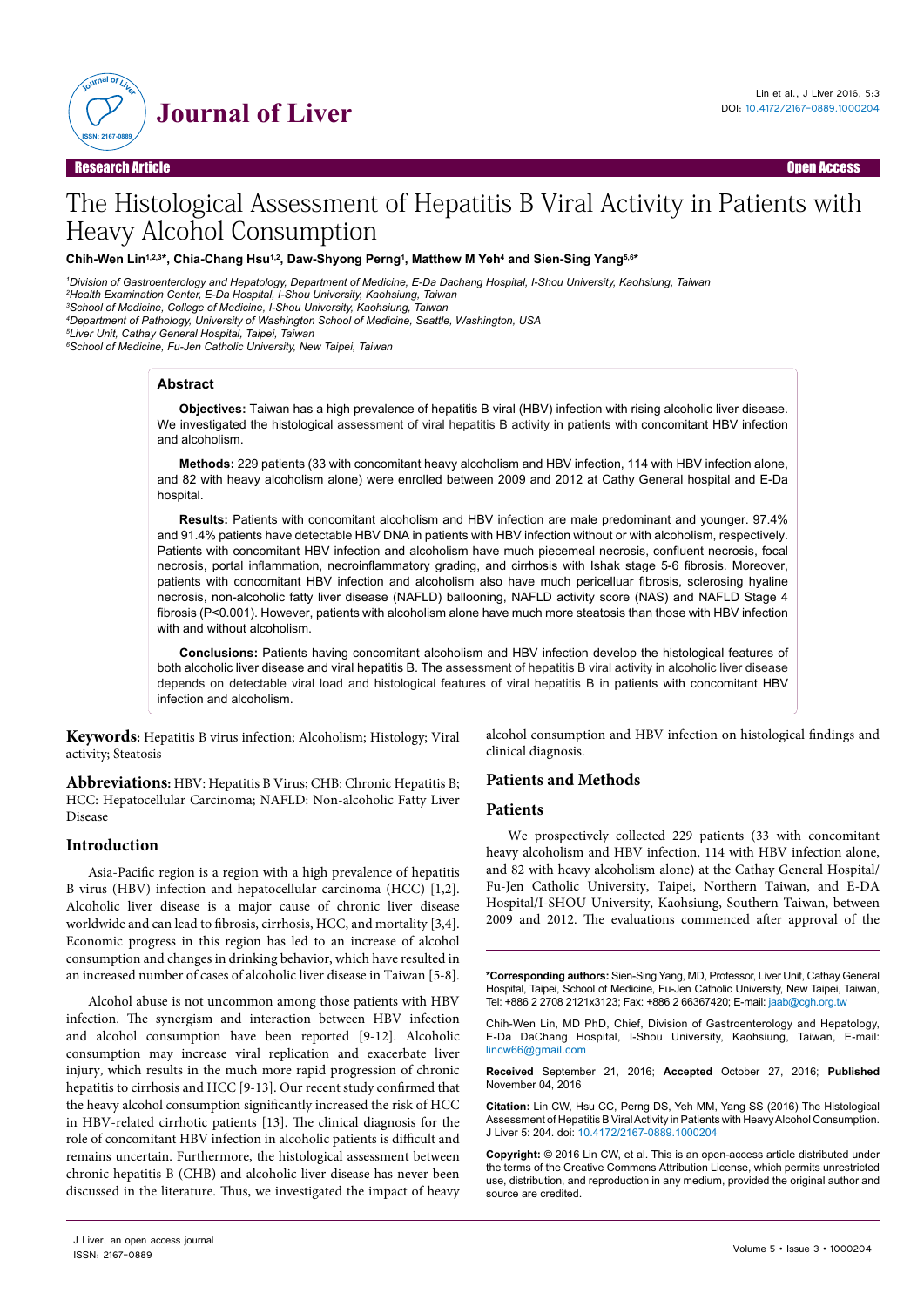Research Article — Open Access

# The Histological Assessment of Hepatitis B Viral Activity in Patients with Heavy Alcohol Consumption

**Chih-Wen Lin[1,2,3]*, Chia-Chang Hsu[1,2], Daw-Shyong Perng[1], Matthew M Yeh[4] and Sien-Sing Yang[5,6]***

[1]*Division of Gastroenterology and Hepatology, Department of Medicine, E-Da Dachang Hospital, I-Shou University, Kaohsiung, Taiwan*
[2]*Health Examination Center, E-Da Hospital, I-Shou University, Kaohsiung, Taiwan*
[3]*School of Medicine, College of Medicine, I-Shou University, Kaohsiung, Taiwan*
[4]*Department of Pathology, University of Washington School of Medicine, Seattle, Washington, USA*
[5]*Liver Unit, Cathay General Hospital, Taipei, Taiwan*
[6]*School of Medicine, Fu-Jen Catholic University, New Taipei, Taiwan*

## Abstract

**Objectives:** Taiwan has a high prevalence of hepatitis B viral (HBV) infection with rising alcoholic liver disease. We investigated the histological assessment of viral hepatitis B activity in patients with concomitant HBV infection and alcoholism.

**Methods:** 229 patients (33 with concomitant heavy alcoholism and HBV infection, 114 with HBV infection alone, and 82 with heavy alcoholism alone) were enrolled between 2009 and 2012 at Cathy General hospital and E-Da hospital.

**Results:** Patients with concomitant alcoholism and HBV infection are male predominant and younger. 97.4% and 91.4% patients have detectable HBV DNA in patients with HBV infection without or with alcoholism, respectively. Patients with concomitant HBV infection and alcoholism have much piecemeal necrosis, confluent necrosis, focal necrosis, portal inflammation, necroinflammatory grading, and cirrhosis with Ishak stage 5-6 fibrosis. Moreover, patients with concomitant HBV infection and alcoholism also have much pericelluar fibrosis, sclerosing hyaline necrosis, non-alcoholic fatty liver disease (NAFLD) ballooning, NAFLD activity score (NAS) and NAFLD Stage 4 fibrosis ($P<0.001$). However, patients with alcoholism alone have much more steatosis than those with HBV infection with and without alcoholism.

**Conclusions:** Patients having concomitant alcoholism and HBV infection develop the histological features of both alcoholic liver disease and viral hepatitis B. The assessment of hepatitis B viral activity in alcoholic liver disease depends on detectable viral load and histological features of viral hepatitis B in patients with concomitant HBV infection and alcoholism.

**Keywords:** Hepatitis B virus infection; Alcoholism; Histology; Viral activity; Steatosis

**Abbreviations:** HBV: Hepatitis B Virus; CHB: Chronic Hepatitis B; HCC: Hepatocellular Carcinoma; NAFLD: Non-alcoholic Fatty Liver Disease

## Introduction

Asia-Pacific region is a region with a high prevalence of hepatitis B virus (HBV) infection and hepatocellular carcinoma (HCC) [1,2]. Alcoholic liver disease is a major cause of chronic liver disease worldwide and can lead to fibrosis, cirrhosis, HCC, and mortality [3,4]. Economic progress in this region has led to an increase of alcohol consumption and changes in drinking behavior, which have resulted in an increased number of cases of alcoholic liver disease in Taiwan [5-8].

Alcohol abuse is not uncommon among those patients with HBV infection. The synergism and interaction between HBV infection and alcohol consumption have been reported [9-12]. Alcoholic consumption may increase viral replication and exacerbate liver injury, which results in the much more rapid progression of chronic hepatitis to cirrhosis and HCC [9-13]. Our recent study confirmed that the heavy alcohol consumption significantly increased the risk of HCC in HBV-related cirrhotic patients [13]. The clinical diagnosis for the role of concomitant HBV infection in alcoholic patients is difficult and remains uncertain. Furthermore, the histological assessment between chronic hepatitis B (CHB) and alcoholic liver disease has never been discussed in the literature. Thus, we investigated the impact of heavy alcohol consumption and HBV infection on histological findings and clinical diagnosis.

## Patients and Methods

### Patients

We prospectively collected 229 patients (33 with concomitant heavy alcoholism and HBV infection, 114 with HBV infection alone, and 82 with heavy alcoholism alone) at the Cathay General Hospital/Fu-Jen Catholic University, Taipei, Northern Taiwan, and E-DA Hospital/I-SHOU University, Kaohsiung, Southern Taiwan, between 2009 and 2012. The evaluations commenced after approval of the

---

***Corresponding authors:** Sien-Sing Yang, MD, Professor, Liver Unit, Cathay General Hospital, Taipei, School of Medicine, Fu-Jen Catholic University, New Taipei, Taiwan, Tel: +886 2 2708 2121x3123; Fax: +886 2 66367420; E-mail: jaab@cgh.org.tw

Chih-Wen Lin, MD PhD, Chief, Division of Gastroenterology and Hepatology, E-Da DaChang Hospital, I-Shou University, Kaohsiung, Taiwan, E-mail: lincw66@gmail.com

**Received** September 21, 2016; **Accepted** October 27, 2016; **Published** November 04, 2016

**Citation:** Lin CW, Hsu CC, Perng DS, Yeh MM, Yang SS (2016) The Histological Assessment of Hepatitis B Viral Activity in Patients with Heavy Alcohol Consumption. J Liver 5: 204. doi: 10.4172/2167-0889.1000204

**Copyright:** © 2016 Lin CW, et al. This is an open-access article distributed under the terms of the Creative Commons Attribution License, which permits unrestricted use, distribution, and reproduction in any medium, provided the original author and source are credited.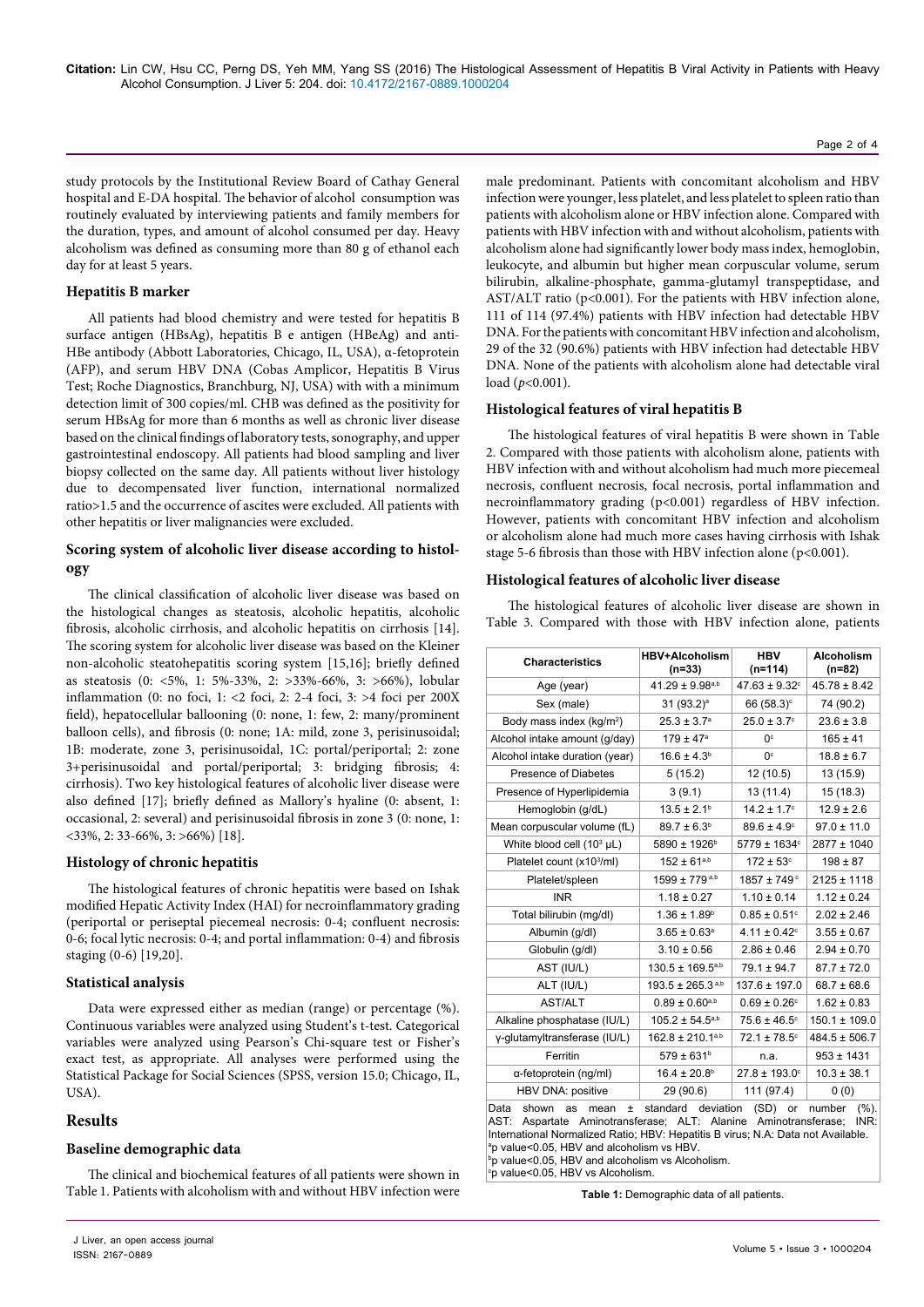study protocols by the Institutional Review Board of Cathay General hospital and E-DA hospital. The behavior of alcohol consumption was routinely evaluated by interviewing patients and family members for the duration, types, and amount of alcohol consumed per day. Heavy alcoholism was defined as consuming more than 80 g of ethanol each day for at least 5 years.

### Hepatitis B marker

All patients had blood chemistry and were tested for hepatitis B surface antigen (HBsAg), hepatitis B e antigen (HBeAg) and anti-HBe antibody (Abbott Laboratories, Chicago, IL, USA), α-fetoprotein (AFP), and serum HBV DNA (Cobas Amplicor, Hepatitis B Virus Test; Roche Diagnostics, Branchburg, NJ, USA) with with a minimum detection limit of 300 copies/ml. CHB was defined as the positivity for serum HBsAg for more than 6 months as well as chronic liver disease based on the clinical findings of laboratory tests, sonography, and upper gastrointestinal endoscopy. All patients had blood sampling and liver biopsy collected on the same day. All patients without liver histology due to decompensated liver function, international normalized ratio>1.5 and the occurrence of ascites were excluded. All patients with other hepatitis or liver malignancies were excluded.

### Scoring system of alcoholic liver disease according to histology

The clinical classification of alcoholic liver disease was based on the histological changes as steatosis, alcoholic hepatitis, alcoholic fibrosis, alcoholic cirrhosis, and alcoholic hepatitis on cirrhosis [14]. The scoring system for alcoholic liver disease was based on the Kleiner non-alcoholic steatohepatitis scoring system [15,16]; briefly defined as steatosis (0: <5%, 1: 5%-33%, 2: >33%-66%, 3: >66%), lobular inflammation (0: no foci, 1: <2 foci, 2: 2-4 foci, 3: >4 foci per 200X field), hepatocellular ballooning (0: none, 1: few, 2: many/prominent balloon cells), and fibrosis (0: none; 1A: mild, zone 3, perisinusoidal; 1B: moderate, zone 3, perisinusoidal, 1C: portal/periportal; 2: zone 3+perisinusoidal and portal/periportal; 3: bridging fibrosis; 4: cirrhosis). Two key histological features of alcoholic liver disease were also defined [17]; briefly defined as Mallory's hyaline (0: absent, 1: occasional, 2: several) and perisinusoidal fibrosis in zone 3 (0: none, 1: <33%, 2: 33-66%, 3: >66%) [18].

### Histology of chronic hepatitis

The histological features of chronic hepatitis were based on Ishak modified Hepatic Activity Index (HAI) for necroinflammatory grading (periportal or periseptal piecemeal necrosis: 0-4; confluent necrosis: 0-6; focal lytic necrosis: 0-4; and portal inflammation: 0-4) and fibrosis staging (0-6) [19,20].

### Statistical analysis

Data were expressed either as median (range) or percentage (%). Continuous variables were analyzed using Student's t-test. Categorical variables were analyzed using Pearson's Chi-square test or Fisher's exact test, as appropriate. All analyses were performed using the Statistical Package for Social Sciences (SPSS, version 15.0; Chicago, IL, USA).

## Results

### Baseline demographic data

The clinical and biochemical features of all patients were shown in Table 1. Patients with alcoholism with and without HBV infection were male predominant. Patients with concomitant alcoholism and HBV infection were younger, less platelet, and less platelet to spleen ratio than patients with alcoholism alone or HBV infection alone. Compared with patients with HBV infection with and without alcoholism, patients with alcoholism alone had significantly lower body mass index, hemoglobin, leukocyte, and albumin but higher mean corpuscular volume, serum bilirubin, alkaline-phosphate, gamma-glutamyl transpeptidase, and AST/ALT ratio (p<0.001). For the patients with HBV infection alone, 111 of 114 (97.4%) patients with HBV infection had detectable HBV DNA. For the patients with concomitant HBV infection and alcoholism, 29 of the 32 (90.6%) patients with HBV infection had detectable HBV DNA. None of the patients with alcoholism alone had detectable viral load (*p*<0.001).

### Histological features of viral hepatitis B

The histological features of viral hepatitis B were shown in Table 2. Compared with those patients with alcoholism alone, patients with HBV infection with and without alcoholism had much more piecemeal necrosis, confluent necrosis, focal necrosis, portal inflammation and necroinflammatory grading (p<0.001) regardless of HBV infection. However, patients with concomitant HBV infection and alcoholism or alcoholism alone had much more cases having cirrhosis with Ishak stage 5-6 fibrosis than those with HBV infection alone (p<0.001).

### Histological features of alcoholic liver disease

The histological features of alcoholic liver disease are shown in Table 3. Compared with those with HBV infection alone, patients

| Characteristics | HBV+Alcoholism (n=33) | HBV (n=114) | Alcoholism (n=82) |
|---|---|---|---|
| Age (year) | 41.29 ± 9.98[a,b] | 47.63 ± 9.32[c] | 45.78 ± 8.42 |
| Sex (male) | 31 (93.2)[a] | 66 (58.3)[c] | 74 (90.2) |
| Body mass index (kg/m²) | 25.3 ± 3.7[a] | 25.0 ± 3.7[c] | 23.6 ± 3.8 |
| Alcohol intake amount (g/day) | 179 ± 47[a] | 0[c] | 165 ± 41 |
| Alcohol intake duration (year) | 16.6 ± 4.3[b] | 0[c] | 18.8 ± 6.7 |
| Presence of Diabetes | 5 (15.2) | 12 (10.5) | 13 (15.9) |
| Presence of Hyperlipidemia | 3 (9.1) | 13 (11.4) | 15 (18.3) |
| Hemoglobin (g/dL) | 13.5 ± 2.1[b] | 14.2 ± 1.7[c] | 12.9 ± 2.6 |
| Mean corpuscular volume (fL) | 89.7 ± 6.3[b] | 89.6 ± 4.9[c] | 97.0 ± 11.0 |
| White blood cell (10³ µL) | 5890 ± 1926[b] | 5779 ± 1634[c] | 2877 ± 1040 |
| Platelet count (x10³/ml) | 152 ± 61[a,b] | 172 ± 53[c] | 198 ± 87 |
| Platelet/spleen | 1599 ± 779[a,b] | 1857 ± 749[c] | 2125 ± 1118 |
| INR | 1.18 ± 0.27 | 1.10 ± 0.14 | 1.12 ± 0.24 |
| Total bilirubin (mg/dl) | 1.36 ± 1.89[b] | 0.85 ± 0.51[c] | 2.02 ± 2.46 |
| Albumin (g/dl) | 3.65 ± 0.63[a] | 4.11 ± 0.42[c] | 3.55 ± 0.67 |
| Globulin (g/dl) | 3.10 ± 0.56 | 2.86 ± 0.46 | 2.94 ± 0.70 |
| AST (IU/L) | 130.5 ± 169.5[a,b] | 79.1 ± 94.7 | 87.7 ± 72.0 |
| ALT (IU/L) | 193.5 ± 265.3[a,b] | 137.6 ± 197.0 | 68.7 ± 68.6 |
| AST/ALT | 0.89 ± 0.60[a,b] | 0.69 ± 0.26[c] | 1.62 ± 0.83 |
| Alkaline phosphatase (IU/L) | 105.2 ± 54.5[a,b] | 75.6 ± 46.5[c] | 150.1 ± 109.0 |
| γ-glutamyltransferase (IU/L) | 162.8 ± 210.1[a,b] | 72.1 ± 78.5[c] | 484.5 ± 506.7 |
| Ferritin | 579 ± 631[b] | n.a. | 953 ± 1431 |
| α-fetoprotein (ng/ml) | 16.4 ± 20.8[b] | 27.8 ± 193.0[c] | 10.3 ± 38.1 |
| HBV DNA: positive | 29 (90.6) | 111 (97.4) | 0 (0) |

Data shown as mean ± standard deviation (SD) or number (%). AST: Aspartate Aminotransferase; ALT: Alanine Aminotransferase; INR: International Normalized Ratio; HBV: Hepatitis B virus; N.A: Data not Available.
[a]p value<0.05, HBV and alcoholism vs HBV.
[b]p value<0.05, HBV and alcoholism vs Alcoholism.
[c]p value<0.05, HBV vs Alcoholism.

**Table 1:** Demographic data of all patients.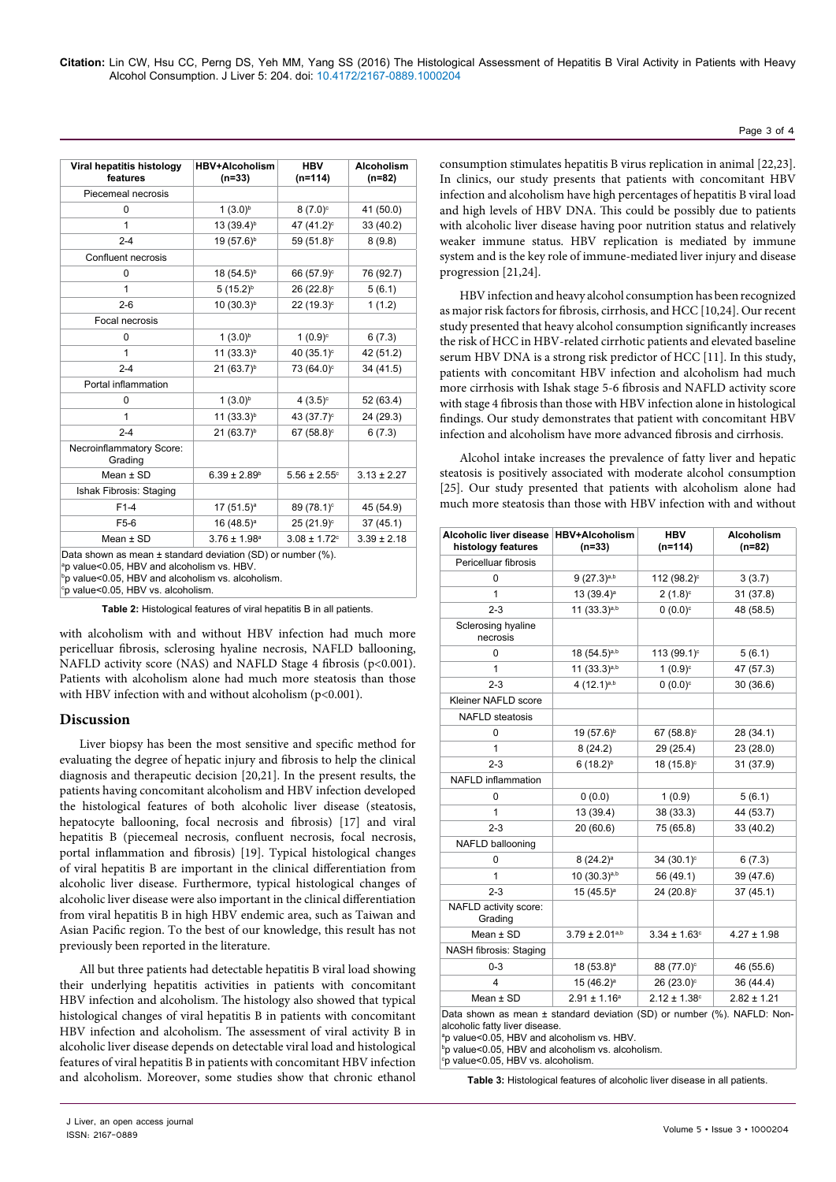| Viral hepatitis histology features | HBV+Alcoholism (n=33) | HBV (n=114) | Alcoholism (n=82) |
|---|---|---|---|
| Piecemeal necrosis | | | |
| 0 | 1 (3.0)[b] | 8 (7.0)[c] | 41 (50.0) |
| 1 | 13 (39.4)[b] | 47 (41.2)[c] | 33 (40.2) |
| 2-4 | 19 (57.6)[b] | 59 (51.8)[c] | 8 (9.8) |
| Confluent necrosis | | | |
| 0 | 18 (54.5)[b] | 66 (57.9)[c] | 76 (92.7) |
| 1 | 5 (15.2)[b] | 26 (22.8)[c] | 5 (6.1) |
| 2-6 | 10 (30.3)[b] | 22 (19.3)[c] | 1 (1.2) |
| Focal necrosis | | | |
| 0 | 1 (3.0)[b] | 1 (0.9)[c] | 6 (7.3) |
| 1 | 11 (33.3)[b] | 40 (35.1)[c] | 42 (51.2) |
| 2-4 | 21 (63.7)[b] | 73 (64.0)[c] | 34 (41.5) |
| Portal inflammation | | | |
| 0 | 1 (3.0)[b] | 4 (3.5)[c] | 52 (63.4) |
| 1 | 11 (33.3)[b] | 43 (37.7)[c] | 24 (29.3) |
| 2-4 | 21 (63.7)[b] | 67 (58.8)[c] | 6 (7.3) |
| Necroinflammatory Score: Grading | | | |
| Mean ± SD | 6.39 ± 2.89[b] | 5.56 ± 2.55[c] | 3.13 ± 2.27 |
| Ishak Fibrosis: Staging | | | |
| F1-4 | 17 (51.5)[a] | 89 (78.1)[c] | 45 (54.9) |
| F5-6 | 16 (48.5)[a] | 25 (21.9)[c] | 37 (45.1) |
| Mean ± SD | 3.76 ± 1.98[a] | 3.08 ± 1.72[c] | 3.39 ± 2.18 |

Data shown as mean ± standard deviation (SD) or number (%).
[a]p value<0.05, HBV and alcoholism vs. HBV.
[b]p value<0.05, HBV and alcoholism vs. alcoholism.
[c]p value<0.05, HBV vs. alcoholism.

**Table 2:** Histological features of viral hepatitis B in all patients.

with alcoholism with and without HBV infection had much more pericelluar fibrosis, sclerosing hyaline necrosis, NAFLD ballooning, NAFLD activity score (NAS) and NAFLD Stage 4 fibrosis ($p<0.001$). Patients with alcoholism alone had much more steatosis than those with HBV infection with and without alcoholism ($p<0.001$).

## Discussion

Liver biopsy has been the most sensitive and specific method for evaluating the degree of hepatic injury and fibrosis to help the clinical diagnosis and therapeutic decision [20,21]. In the present results, the patients having concomitant alcoholism and HBV infection developed the histological features of both alcoholic liver disease (steatosis, hepatocyte ballooning, focal necrosis and fibrosis) [17] and viral hepatitis B (piecemeal necrosis, confluent necrosis, focal necrosis, portal inflammation and fibrosis) [19]. Typical histological changes of viral hepatitis B are important in the clinical differentiation from alcoholic liver disease. Furthermore, typical histological changes of alcoholic liver disease were also important in the clinical differentiation from viral hepatitis B in high HBV endemic area, such as Taiwan and Asian Pacific region. To the best of our knowledge, this result has not previously been reported in the literature.

All but three patients had detectable hepatitis B viral load showing their underlying hepatitis activities in patients with concomitant HBV infection and alcoholism. The histology also showed that typical histological changes of viral hepatitis B in patients with concomitant HBV infection and alcoholism. The assessment of viral activity B in alcoholic liver disease depends on detectable viral load and histological features of viral hepatitis B in patients with concomitant HBV infection and alcoholism. Moreover, some studies show that chronic ethanol consumption stimulates hepatitis B virus replication in animal [22,23]. In clinics, our study presents that patients with concomitant HBV infection and alcoholism have high percentages of hepatitis B viral load and high levels of HBV DNA. This could be possibly due to patients with alcoholic liver disease having poor nutrition status and relatively weaker immune status. HBV replication is mediated by immune system and is the key role of immune-mediated liver injury and disease progression [21,24].

HBV infection and heavy alcohol consumption has been recognized as major risk factors for fibrosis, cirrhosis, and HCC [10,24]. Our recent study presented that heavy alcohol consumption significantly increases the risk of HCC in HBV-related cirrhotic patients and elevated baseline serum HBV DNA is a strong risk predictor of HCC [11]. In this study, patients with concomitant HBV infection and alcoholism had much more cirrhosis with Ishak stage 5-6 fibrosis and NAFLD activity score with stage 4 fibrosis than those with HBV infection alone in histological findings. Our study demonstrates that patient with concomitant HBV infection and alcoholism have more advanced fibrosis and cirrhosis.

Alcohol intake increases the prevalence of fatty liver and hepatic steatosis is positively associated with moderate alcohol consumption [25]. Our study presented that patients with alcoholism alone had much more steatosis than those with HBV infection with and without

| Alcoholic liver disease histology features | HBV+Alcoholism (n=33) | HBV (n=114) | Alcoholism (n=82) |
|---|---|---|---|
| Pericelluar fibrosis | | | |
| 0 | 9 (27.3)[a,b] | 112 (98.2)[c] | 3 (3.7) |
| 1 | 13 (39.4)[a] | 2 (1.8)[c] | 31 (37.8) |
| 2-3 | 11 (33.3)[a,b] | 0 (0.0)[c] | 48 (58.5) |
| Sclerosing hyaline necrosis | | | |
| 0 | 18 (54.5)[a,b] | 113 (99.1)[c] | 5 (6.1) |
| 1 | 11 (33.3)[a,b] | 1 (0.9)[c] | 47 (57.3) |
| 2-3 | 4 (12.1)[a,b] | 0 (0.0)[c] | 30 (36.6) |
| Kleiner NAFLD score | | | |
| NAFLD steatosis | | | |
| 0 | 19 (57.6)[b] | 67 (58.8)[c] | 28 (34.1) |
| 1 | 8 (24.2) | 29 (25.4) | 23 (28.0) |
| 2-3 | 6 (18.2)[b] | 18 (15.8)[c] | 31 (37.9) |
| NAFLD inflammation | | | |
| 0 | 0 (0.0) | 1 (0.9) | 5 (6.1) |
| 1 | 13 (39.4) | 38 (33.3) | 44 (53.7) |
| 2-3 | 20 (60.6) | 75 (65.8) | 33 (40.2) |
| NAFLD ballooning | | | |
| 0 | 8 (24.2)[a] | 34 (30.1)[c] | 6 (7.3) |
| 1 | 10 (30.3)[a,b] | 56 (49.1) | 39 (47.6) |
| 2-3 | 15 (45.5)[a] | 24 (20.8)[c] | 37 (45.1) |
| NAFLD activity score: Grading | | | |
| Mean ± SD | 3.79 ± 2.01[a,b] | 3.34 ± 1.63[c] | 4.27 ± 1.98 |
| NASH fibrosis: Staging | | | |
| 0-3 | 18 (53.8)[a] | 88 (77.0)[c] | 46 (55.6) |
| 4 | 15 (46.2)[a] | 26 (23.0)[c] | 36 (44.4) |
| Mean ± SD | 2.91 ± 1.16[a] | 2.12 ± 1.38[c] | 2.82 ± 1.21 |

Data shown as mean ± standard deviation (SD) or number (%). NAFLD: Non-alcoholic fatty liver disease.
[a]p value<0.05, HBV and alcoholism vs. HBV.
[b]p value<0.05, HBV and alcoholism vs. alcoholism.
[c]p value<0.05, HBV vs. alcoholism.

**Table 3:** Histological features of alcoholic liver disease in all patients.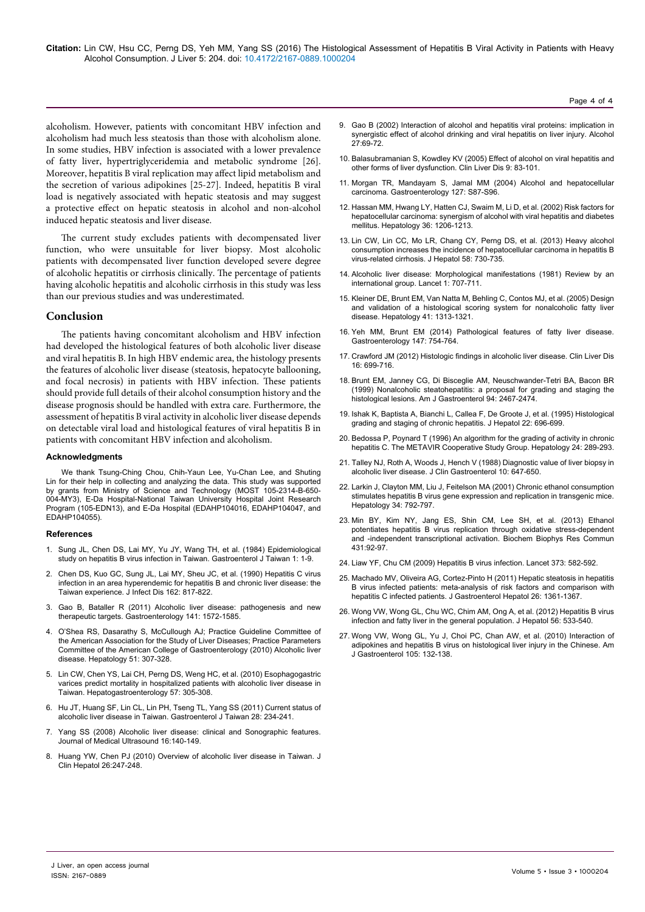alcoholism. However, patients with concomitant HBV infection and alcoholism had much less steatosis than those with alcoholism alone. In some studies, HBV infection is associated with a lower prevalence of fatty liver, hypertriglyceridemia and metabolic syndrome [26]. Moreover, hepatitis B viral replication may affect lipid metabolism and the secretion of various adipokines [25-27]. Indeed, hepatitis B viral load is negatively associated with hepatic steatosis and may suggest a protective effect on hepatic steatosis in alcohol and non-alcohol induced hepatic steatosis and liver disease.

The current study excludes patients with decompensated liver function, who were unsuitable for liver biopsy. Most alcoholic patients with decompensated liver function developed severe degree of alcoholic hepatitis or cirrhosis clinically. The percentage of patients having alcoholic hepatitis and alcoholic cirrhosis in this study was less than our previous studies and was underestimated.

## Conclusion

The patients having concomitant alcoholism and HBV infection had developed the histological features of both alcoholic liver disease and viral hepatitis B. In high HBV endemic area, the histology presents the features of alcoholic liver disease (steatosis, hepatocyte ballooning, and focal necrosis) in patients with HBV infection. These patients should provide full details of their alcohol consumption history and the disease prognosis should be handled with extra care. Furthermore, the assessment of hepatitis B viral activity in alcoholic liver disease depends on detectable viral load and histological features of viral hepatitis B in patients with concomitant HBV infection and alcoholism.

### Acknowledgments

We thank Tsung-Ching Chou, Chih-Yaun Lee, Yu-Chan Lee, and Shuting Lin for their help in collecting and analyzing the data. This study was supported by grants from Ministry of Science and Technology (MOST 105-2314-B-650-004-MY3), E-Da Hospital-National Taiwan University Hospital Joint Research Program (105-EDN13), and E-Da Hospital (EDAHP104016, EDAHP104047, and EDAHP104055).

### References

1. Sung JL, Chen DS, Lai MY, Yu JY, Wang TH, et al. (1984) Epidemiological study on hepatitis B virus infection in Taiwan. Gastroenterol J Taiwan 1: 1-9.
2. Chen DS, Kuo GC, Sung JL, Lai MY, Sheu JC, et al. (1990) Hepatitis C virus infection in an area hyperendemic for hepatitis B and chronic liver disease: the Taiwan experience. J Infect Dis 162: 817-822.
3. Gao B, Bataller R (2011) Alcoholic liver disease: pathogenesis and new therapeutic targets. Gastroenterology 141: 1572-1585.
4. O'Shea RS, Dasarathy S, McCullough AJ; Practice Guideline Committee of the American Association for the Study of Liver Diseases; Practice Parameters Committee of the American College of Gastroenterology (2010) Alcoholic liver disease. Hepatology 51: 307-328.
5. Lin CW, Chen YS, Lai CH, Perng DS, Weng HC, et al. (2010) Esophagogastric varices predict mortality in hospitalized patients with alcoholic liver disease in Taiwan. Hepatogastroenterology 57: 305-308.
6. Hu JT, Huang SF, Lin CL, Lin PH, Tseng TL, Yang SS (2011) Current status of alcoholic liver disease in Taiwan. Gastroenterol J Taiwan 28: 234-241.
7. Yang SS (2008) Alcoholic liver disease: clinical and Sonographic features. Journal of Medical Ultrasound 16:140-149.
8. Huang YW, Chen PJ (2010) Overview of alcoholic liver disease in Taiwan. J Clin Hepatol 26:247-248.
9. Gao B (2002) Interaction of alcohol and hepatitis viral proteins: implication in synergistic effect of alcohol drinking and viral hepatitis on liver injury. Alcohol 27:69-72.
10. Balasubramanian S, Kowdley KV (2005) Effect of alcohol on viral hepatitis and other forms of liver dysfunction. Clin Liver Dis 9: 83-101.
11. Morgan TR, Mandayam S, Jamal MM (2004) Alcohol and hepatocellular carcinoma. Gastroenterology 127: S87-S96.
12. Hassan MM, Hwang LY, Hatten CJ, Swaim M, Li D, et al. (2002) Risk factors for hepatocellular carcinoma: synergism of alcohol with viral hepatitis and diabetes mellitus. Hepatology 36: 1206-1213.
13. Lin CW, Lin CC, Mo LR, Chang CY, Perng DS, et al. (2013) Heavy alcohol consumption increases the incidence of hepatocellular carcinoma in hepatitis B virus-related cirrhosis. J Hepatol 58: 730-735.
14. Alcoholic liver disease: Morphological manifestations (1981) Review by an international group. Lancet 1: 707-711.
15. Kleiner DE, Brunt EM, Van Natta M, Behling C, Contos MJ, et al. (2005) Design and validation of a histological scoring system for nonalcoholic fatty liver disease. Hepatology 41: 1313-1321.
16. Yeh MM, Brunt EM (2014) Pathological features of fatty liver disease. Gastroenterology 147: 754-764.
17. Crawford JM (2012) Histologic findings in alcoholic liver disease. Clin Liver Dis 16: 699-716.
18. Brunt EM, Janney CG, Di Bisceglie AM, Neuschwander-Tetri BA, Bacon BR (1999) Nonalcoholic steatohepatitis: a proposal for grading and staging the histological lesions. Am J Gastroenterol 94: 2467-2474.
19. Ishak K, Baptista A, Bianchi L, Callea F, De Groote J, et al. (1995) Histological grading and staging of chronic hepatitis. J Hepatol 22: 696-699.
20. Bedossa P, Poynard T (1996) An algorithm for the grading of activity in chronic hepatitis C. The METAVIR Cooperative Study Group. Hepatology 24: 289-293.
21. Talley NJ, Roth A, Woods J, Hench V (1988) Diagnostic value of liver biopsy in alcoholic liver disease. J Clin Gastroenterol 10: 647-650.
22. Larkin J, Clayton MM, Liu J, Feitelson MA (2001) Chronic ethanol consumption stimulates hepatitis B virus gene expression and replication in transgenic mice. Hepatology 34: 792-797.
23. Min BY, Kim NY, Jang ES, Shin CM, Lee SH, et al. (2013) Ethanol potentiates hepatitis B virus replication through oxidative stress-dependent and -independent transcriptional activation. Biochem Biophys Res Commun 431:92-97.
24. Liaw YF, Chu CM (2009) Hepatitis B virus infection. Lancet 373: 582-592.
25. Machado MV, Oliveira AG, Cortez-Pinto H (2011) Hepatic steatosis in hepatitis B virus infected patients: meta-analysis of risk factors and comparison with hepatitis C infected patients. J Gastroenterol Hepatol 26: 1361-1367.
26. Wong VW, Wong GL, Chu WC, Chim AM, Ong A, et al. (2012) Hepatitis B virus infection and fatty liver in the general population. J Hepatol 56: 533-540.
27. Wong VW, Wong GL, Yu J, Choi PC, Chan AW, et al. (2010) Interaction of adipokines and hepatitis B virus on histological liver injury in the Chinese. Am J Gastroenterol 105: 132-138.